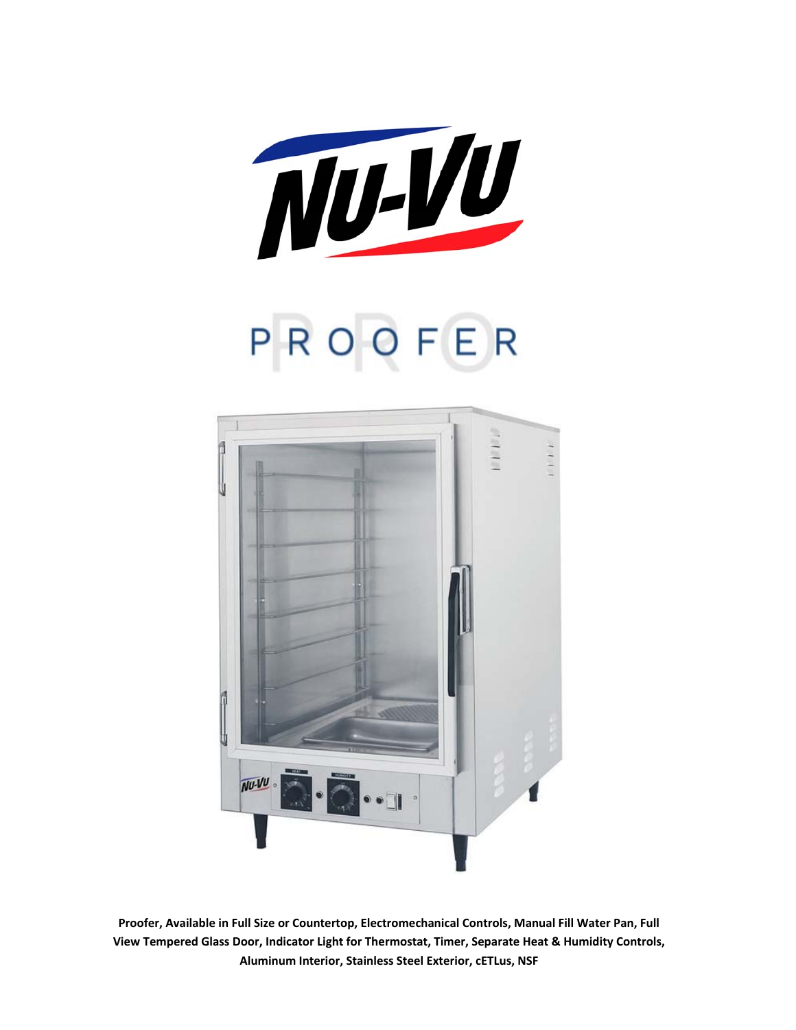# Nu-Vu

# PROOFER

**Proofer, Available in Full Size or Countertop, Electromechanical Controls, Manual Fill Water Pan, Full View Tempered Glass Door, Indicator Light for Thermostat, Timer, Separate Heat & Humidity Controls, Aluminum Interior, Stainless Steel Exterior, cETLus, NSF**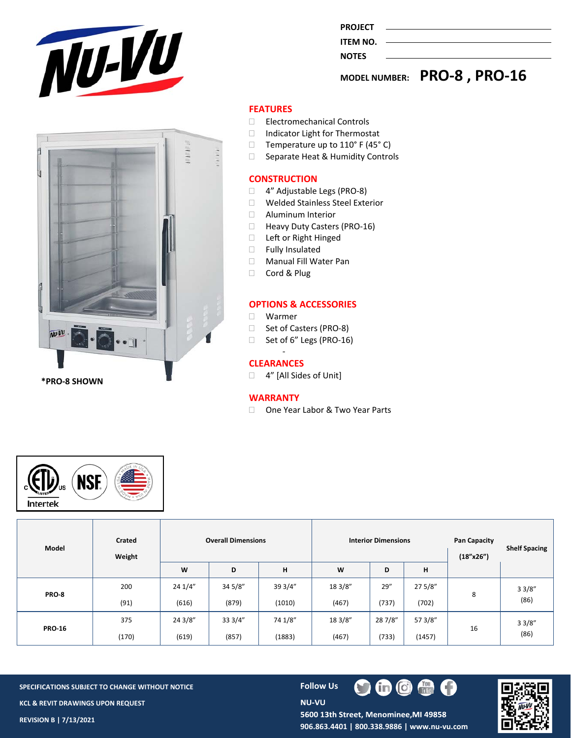PROJECT

ITEM NO.

NOTES

MODEL NUMBER: **PRO-8 , PRO-16**

*PRO-8 SHOWN

## FEATURES

- Electromechanical Controls
- Indicator Light for Thermostat
- Temperature up to 110° F (45° C)
- Separate Heat & Humidity Controls

## CONSTRUCTION

- 4" Adjustable Legs (PRO-8)
- Welded Stainless Steel Exterior
- Aluminum Interior
- Heavy Duty Casters (PRO-16)
- Left or Right Hinged
- Fully Insulated
- Manual Fill Water Pan
- Cord & Plug

## OPTIONS & ACCESSORIES

- Warmer
- Set of Casters (PRO-8)
- Set of 6" Legs (PRO-16)

-

## CLEARANCES

- 4" [All Sides of Unit]

## WARRANTY

- One Year Labor & Two Year Parts

Intertek

| Model | Crated Weight | Overall Dimensions | | | Interior Dimensions | | | Pan Capacity (18"x26") | Shelf Spacing |
|---|---|---|---|---|---|---|---|---|---|
| | | W | D | H | W | D | H | | |
| PRO-8 | 200 (91) | 24 1/4" (616) | 34 5/8" (879) | 39 3/4" (1010) | 18 3/8" (467) | 29" (737) | 27 5/8" (702) | 8 | 3 3/8" (86) |
| PRO-16 | 375 (170) | 24 3/8" (619) | 33 3/4" (857) | 74 1/8" (1883) | 18 3/8" (467) | 28 7/8" (733) | 57 3/8" (1457) | 16 | 3 3/8" (86) |

SPECIFICATIONS SUBJECT TO CHANGE WITHOUT NOTICE

KCL & REVIT DRAWINGS UPON REQUEST

REVISION B | 7/13/2021

Follow Us

NU-VU

5600 13th Street, Menominee,MI 49858

906.863.4401 | 800.338.9886 | www.nu-vu.com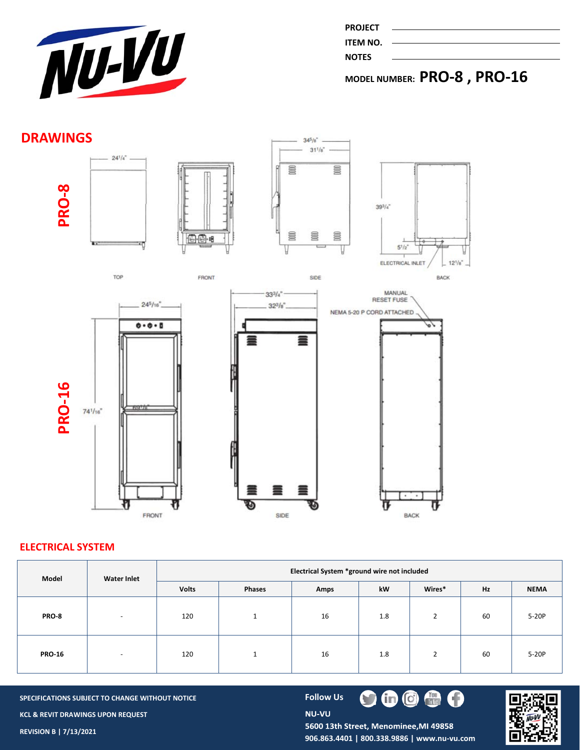NU-VU

PROJECT

ITEM NO.

NOTES

MODEL NUMBER: **PRO-8 , PRO-16**

## DRAWINGS

**PRO-8**

24¹/₄"

34⁵/₈"

31¹/₈"

39³/₄"

5¹/₂"

ELECTRICAL INLET

12¹/₈"

TOP

FRONT

SIDE

BACK

**PRO-16**

24⁵/₁₆"

74¹/₁₆"

69⁷/₈"

33³/₄"

32³/₈"

MANUAL RESET FUSE

NEMA 5-20 P CORD ATTACHED

FRONT

SIDE

BACK

## ELECTRICAL SYSTEM

| Model | Water Inlet | Electrical System *ground wire not included | | | | | | |
|---|---|---|---|---|---|---|---|---|
| | | Volts | Phases | Amps | kW | Wires* | Hz | NEMA |
| PRO-8 | - | 120 | 1 | 16 | 1.8 | 2 | 60 | 5-20P |
| PRO-16 | - | 120 | 1 | 16 | 1.8 | 2 | 60 | 5-20P |

SPECIFICATIONS SUBJECT TO CHANGE WITHOUT NOTICE

KCL & REVIT DRAWINGS UPON REQUEST

REVISION B | 7/13/2021

Follow Us

NU-VU

5600 13th Street, Menominee,MI 49858

906.863.4401 | 800.338.9886 | www.nu-vu.com